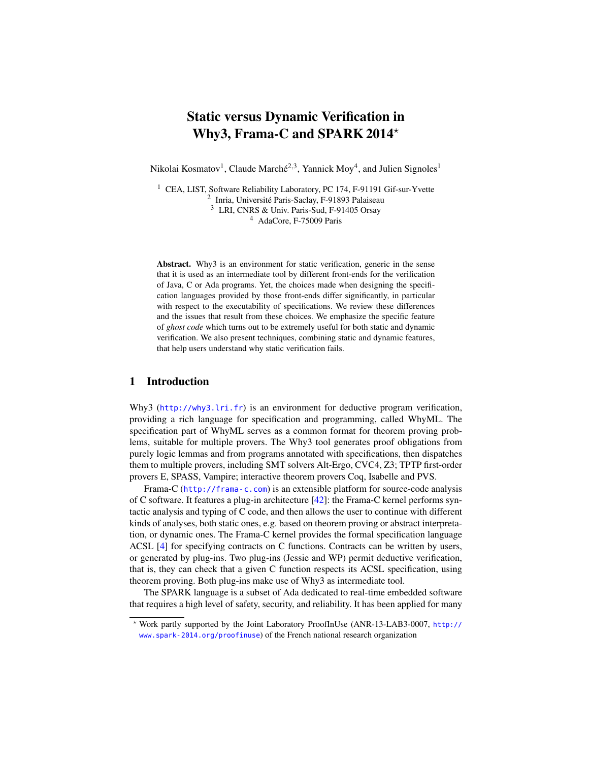# Static versus Dynamic Verification in Why3, Frama-C and SPARK 2014*

Nikolai Kosmatov[1], Claude Marché[2,3], Yannick Moy[4], and Julien Signoles[1]

[1] CEA, LIST, Software Reliability Laboratory, PC 174, F-91191 Gif-sur-Yvette
[2] Inria, Université Paris-Saclay, F-91893 Palaiseau
[3] LRI, CNRS & Univ. Paris-Sud, F-91405 Orsay
[4] AdaCore, F-75009 Paris

**Abstract.** Why3 is an environment for static verification, generic in the sense that it is used as an intermediate tool by different front-ends for the verification of Java, C or Ada programs. Yet, the choices made when designing the specification languages provided by those front-ends differ significantly, in particular with respect to the executability of specifications. We review these differences and the issues that result from these choices. We emphasize the specific feature of *ghost code* which turns out to be extremely useful for both static and dynamic verification. We also present techniques, combining static and dynamic features, that help users understand why static verification fails.

## 1 Introduction

Why3 (http://why3.lri.fr) is an environment for deductive program verification, providing a rich language for specification and programming, called WhyML. The specification part of WhyML serves as a common format for theorem proving problems, suitable for multiple provers. The Why3 tool generates proof obligations from purely logic lemmas and from programs annotated with specifications, then dispatches them to multiple provers, including SMT solvers Alt-Ergo, CVC4, Z3; TPTP first-order provers E, SPASS, Vampire; interactive theorem provers Coq, Isabelle and PVS.

Frama-C (http://frama-c.com) is an extensible platform for source-code analysis of C software. It features a plug-in architecture [42]: the Frama-C kernel performs syntactic analysis and typing of C code, and then allows the user to continue with different kinds of analyses, both static ones, e.g. based on theorem proving or abstract interpretation, or dynamic ones. The Frama-C kernel provides the formal specification language ACSL [4] for specifying contracts on C functions. Contracts can be written by users, or generated by plug-ins. Two plug-ins (Jessie and WP) permit deductive verification, that is, they can check that a given C function respects its ACSL specification, using theorem proving. Both plug-ins make use of Why3 as intermediate tool.

The SPARK language is a subset of Ada dedicated to real-time embedded software that requires a high level of safety, security, and reliability. It has been applied for many

* Work partly supported by the Joint Laboratory ProofInUse (ANR-13-LAB3-0007, http://www.spark-2014.org/proofinuse) of the French national research organization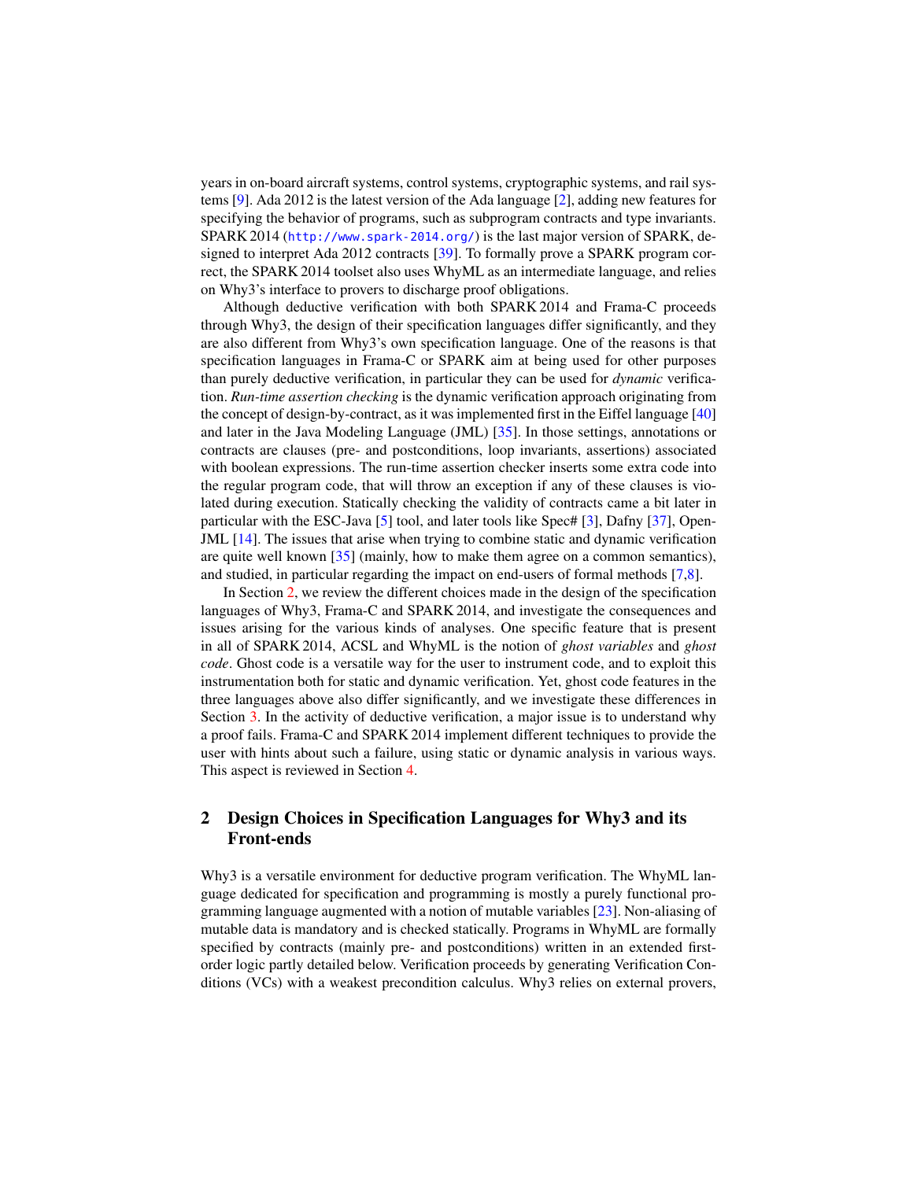years in on-board aircraft systems, control systems, cryptographic systems, and rail systems [9]. Ada 2012 is the latest version of the Ada language [2], adding new features for specifying the behavior of programs, such as subprogram contracts and type invariants. SPARK 2014 (http://www.spark-2014.org/) is the last major version of SPARK, designed to interpret Ada 2012 contracts [39]. To formally prove a SPARK program correct, the SPARK 2014 toolset also uses WhyML as an intermediate language, and relies on Why3's interface to provers to discharge proof obligations.

Although deductive verification with both SPARK 2014 and Frama-C proceeds through Why3, the design of their specification languages differ significantly, and they are also different from Why3's own specification language. One of the reasons is that specification languages in Frama-C or SPARK aim at being used for other purposes than purely deductive verification, in particular they can be used for *dynamic* verification. *Run-time assertion checking* is the dynamic verification approach originating from the concept of design-by-contract, as it was implemented first in the Eiffel language [40] and later in the Java Modeling Language (JML) [35]. In those settings, annotations or contracts are clauses (pre- and postconditions, loop invariants, assertions) associated with boolean expressions. The run-time assertion checker inserts some extra code into the regular program code, that will throw an exception if any of these clauses is violated during execution. Statically checking the validity of contracts came a bit later in particular with the ESC-Java [5] tool, and later tools like Spec# [3], Dafny [37], OpenJML [14]. The issues that arise when trying to combine static and dynamic verification are quite well known [35] (mainly, how to make them agree on a common semantics), and studied, in particular regarding the impact on end-users of formal methods [7,8].

In Section 2, we review the different choices made in the design of the specification languages of Why3, Frama-C and SPARK 2014, and investigate the consequences and issues arising for the various kinds of analyses. One specific feature that is present in all of SPARK 2014, ACSL and WhyML is the notion of *ghost variables* and *ghost code*. Ghost code is a versatile way for the user to instrument code, and to exploit this instrumentation both for static and dynamic verification. Yet, ghost code features in the three languages above also differ significantly, and we investigate these differences in Section 3. In the activity of deductive verification, a major issue is to understand why a proof fails. Frama-C and SPARK 2014 implement different techniques to provide the user with hints about such a failure, using static or dynamic analysis in various ways. This aspect is reviewed in Section 4.

## 2 Design Choices in Specification Languages for Why3 and its Front-ends

Why3 is a versatile environment for deductive program verification. The WhyML language dedicated for specification and programming is mostly a purely functional programming language augmented with a notion of mutable variables [23]. Non-aliasing of mutable data is mandatory and is checked statically. Programs in WhyML are formally specified by contracts (mainly pre- and postconditions) written in an extended first-order logic partly detailed below. Verification proceeds by generating Verification Conditions (VCs) with a weakest precondition calculus. Why3 relies on external provers,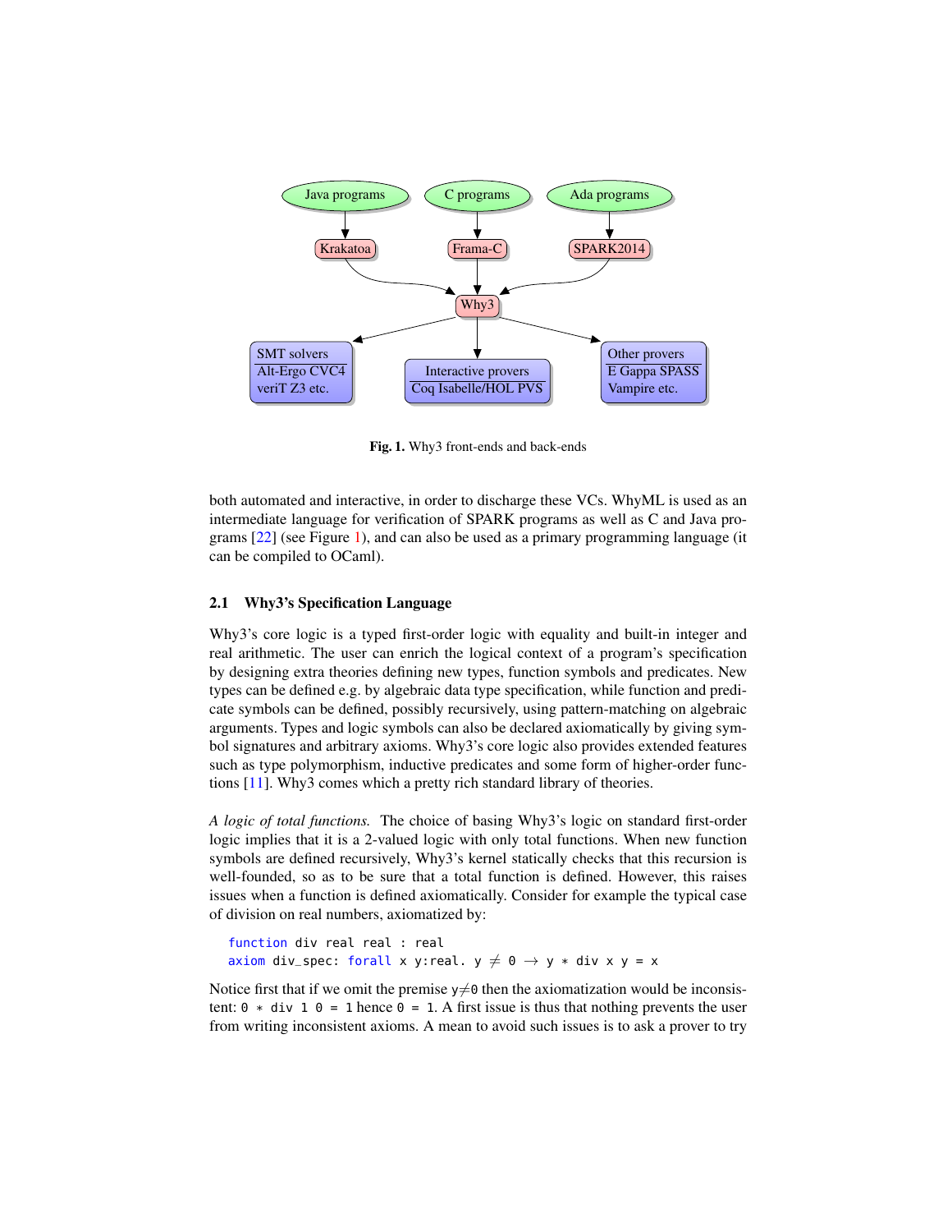Fig. 1. Why3 front-ends and back-ends

both automated and interactive, in order to discharge these VCs. WhyML is used as an intermediate language for verification of SPARK programs as well as C and Java programs [22] (see Figure 1), and can also be used as a primary programming language (it can be compiled to OCaml).

### 2.1 Why3's Specification Language

Why3's core logic is a typed first-order logic with equality and built-in integer and real arithmetic. The user can enrich the logical context of a program's specification by designing extra theories defining new types, function symbols and predicates. New types can be defined e.g. by algebraic data type specification, while function and predicate symbols can be defined, possibly recursively, using pattern-matching on algebraic arguments. Types and logic symbols can also be declared axiomatically by giving symbol signatures and arbitrary axioms. Why3's core logic also provides extended features such as type polymorphism, inductive predicates and some form of higher-order functions [11]. Why3 comes which a pretty rich standard library of theories.

*A logic of total functions.* The choice of basing Why3's logic on standard first-order logic implies that it is a 2-valued logic with only total functions. When new function symbols are defined recursively, Why3's kernel statically checks that this recursion is well-founded, so as to be sure that a total function is defined. However, this raises issues when a function is defined axiomatically. Consider for example the typical case of division on real numbers, axiomatized by:

```
function div real real : real
axiom div_spec: forall x y:real. y ≠ 0 → y ∗ div x y = x
```

Notice first that if we omit the premise `y≠0` then the axiomatization would be inconsistent: `0 ∗ div 1 0 = 1` hence `0 = 1`. A first issue is thus that nothing prevents the user from writing inconsistent axioms. A mean to avoid such issues is to ask a prover to try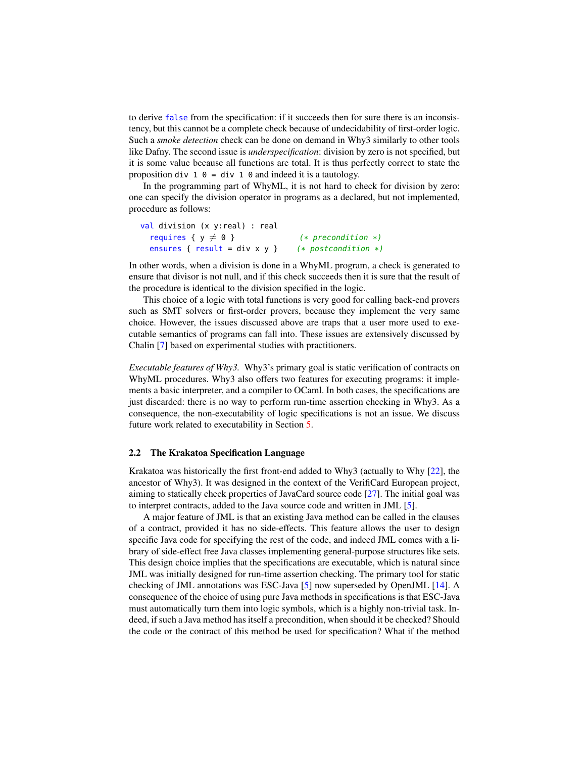to derive `false` from the specification: if it succeeds then for sure there is an inconsistency, but this cannot be a complete check because of undecidability of first-order logic. Such a *smoke detection* check can be done on demand in Why3 similarly to other tools like Dafny. The second issue is *underspecification*: division by zero is not specified, but it is some value because all functions are total. It is thus perfectly correct to state the proposition `div 1 0 = div 1 0` and indeed it is a tautology.

In the programming part of WhyML, it is not hard to check for division by zero: one can specify the division operator in programs as a declared, but not implemented, procedure as follows:

```
val division (x y:real) : real
  requires { y ≠ 0 }              (* precondition *)
  ensures { result = div x y }    (* postcondition *)
```

In other words, when a division is done in a WhyML program, a check is generated to ensure that divisor is not null, and if this check succeeds then it is sure that the result of the procedure is identical to the division specified in the logic.

This choice of a logic with total functions is very good for calling back-end provers such as SMT solvers or first-order provers, because they implement the very same choice. However, the issues discussed above are traps that a user more used to executable semantics of programs can fall into. These issues are extensively discussed by Chalin [7] based on experimental studies with practitioners.

*Executable features of Why3.* Why3's primary goal is static verification of contracts on WhyML procedures. Why3 also offers two features for executing programs: it implements a basic interpreter, and a compiler to OCaml. In both cases, the specifications are just discarded: there is no way to perform run-time assertion checking in Why3. As a consequence, the non-executability of logic specifications is not an issue. We discuss future work related to executability in Section 5.

### 2.2 The Krakatoa Specification Language

Krakatoa was historically the first front-end added to Why3 (actually to Why [22], the ancestor of Why3). It was designed in the context of the VerifiCard European project, aiming to statically check properties of JavaCard source code [27]. The initial goal was to interpret contracts, added to the Java source code and written in JML [5].

A major feature of JML is that an existing Java method can be called in the clauses of a contract, provided it has no side-effects. This feature allows the user to design specific Java code for specifying the rest of the code, and indeed JML comes with a library of side-effect free Java classes implementing general-purpose structures like sets. This design choice implies that the specifications are executable, which is natural since JML was initially designed for run-time assertion checking. The primary tool for static checking of JML annotations was ESC-Java [5] now superseded by OpenJML [14]. A consequence of the choice of using pure Java methods in specifications is that ESC-Java must automatically turn them into logic symbols, which is a highly non-trivial task. Indeed, if such a Java method has itself a precondition, when should it be checked? Should the code or the contract of this method be used for specification? What if the method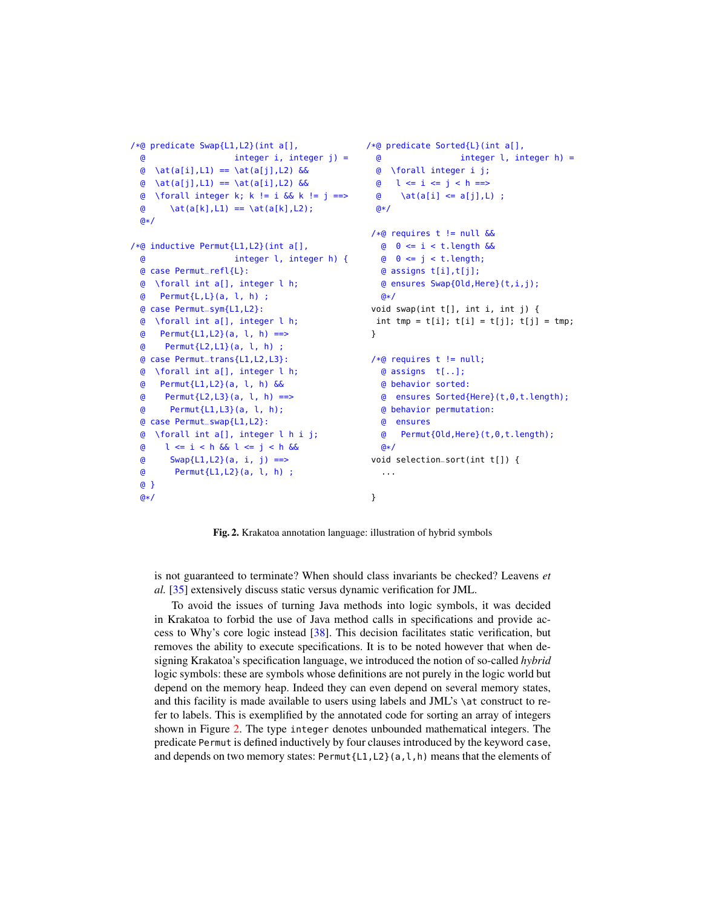```
/*@ predicate Swap{L1,L2}(int a[],
  @                  integer i, integer j) =
  @  \at(a[i],L1) == \at(a[j],L2) &&
  @  \at(a[j],L1) == \at(a[i],L2) &&
  @  \forall integer k; k != i && k != j ==>
  @      \at(a[k],L1) == \at(a[k],L2);
  @*/

/*@ inductive Permut{L1,L2}(int a[],
  @                  integer l, integer h) {
  @ case Permut_refl{L}:
  @  \forall int a[], integer l h;
  @   Permut{L,L}(a, l, h) ;
  @ case Permut_sym{L1,L2}:
  @  \forall int a[], integer l h;
  @   Permut{L1,L2}(a, l, h) ==>
  @    Permut{L2,L1}(a, l, h) ;
  @ case Permut_trans{L1,L2,L3}:
  @  \forall int a[], integer l h;
  @   Permut{L1,L2}(a, l, h) &&
  @    Permut{L2,L3}(a, l, h) ==>
  @     Permut{L1,L3}(a, l, h);
  @ case Permut_swap{L1,L2}:
  @  \forall int a[], integer l h i j;
  @    l <= i < h && l <= j < h &&
  @     Swap{L1,L2}(a, i, j) ==>
  @      Permut{L1,L2}(a, l, h) ;
  @ }
  @*/
```

```
/*@ predicate Sorted{L}(int a[],
  @                integer l, integer h) =
  @  \forall integer i j;
  @   l <= i <= j < h ==>
  @    \at(a[i] <= a[j],L) ;
  @*/

 /*@ requires t != null &&
   @  0 <= i < t.length &&
   @  0 <= j < t.length;
   @ assigns t[i],t[j];
   @ ensures Swap{Old,Here}(t,i,j);
   @*/
 void swap(int t[], int i, int j) {
  int tmp = t[i]; t[i] = t[j]; t[j] = tmp;
 }

 /*@ requires t != null;
   @ assigns  t[..];
   @ behavior sorted:
   @  ensures Sorted{Here}(t,0,t.length);
   @ behavior permutation:
   @  ensures
   @   Permut{Old,Here}(t,0,t.length);
   @*/
 void selection_sort(int t[]) {
   ...

 }
```

**Fig. 2.** Krakatoa annotation language: illustration of hybrid symbols

is not guaranteed to terminate? When should class invariants be checked? Leavens *et al.* [35] extensively discuss static versus dynamic verification for JML.

To avoid the issues of turning Java methods into logic symbols, it was decided in Krakatoa to forbid the use of Java method calls in specifications and provide access to Why's core logic instead [38]. This decision facilitates static verification, but removes the ability to execute specifications. It is to be noted however that when designing Krakatoa's specification language, we introduced the notion of so-called *hybrid* logic symbols: these are symbols whose definitions are not purely in the logic world but depend on the memory heap. Indeed they can even depend on several memory states, and this facility is made available to users using labels and JML's `\at` construct to refer to labels. This is exemplified by the annotated code for sorting an array of integers shown in Figure 2. The type `integer` denotes unbounded mathematical integers. The predicate `Permut` is defined inductively by four clauses introduced by the keyword `case`, and depends on two memory states: `Permut{L1,L2}(a,l,h)` means that the elements of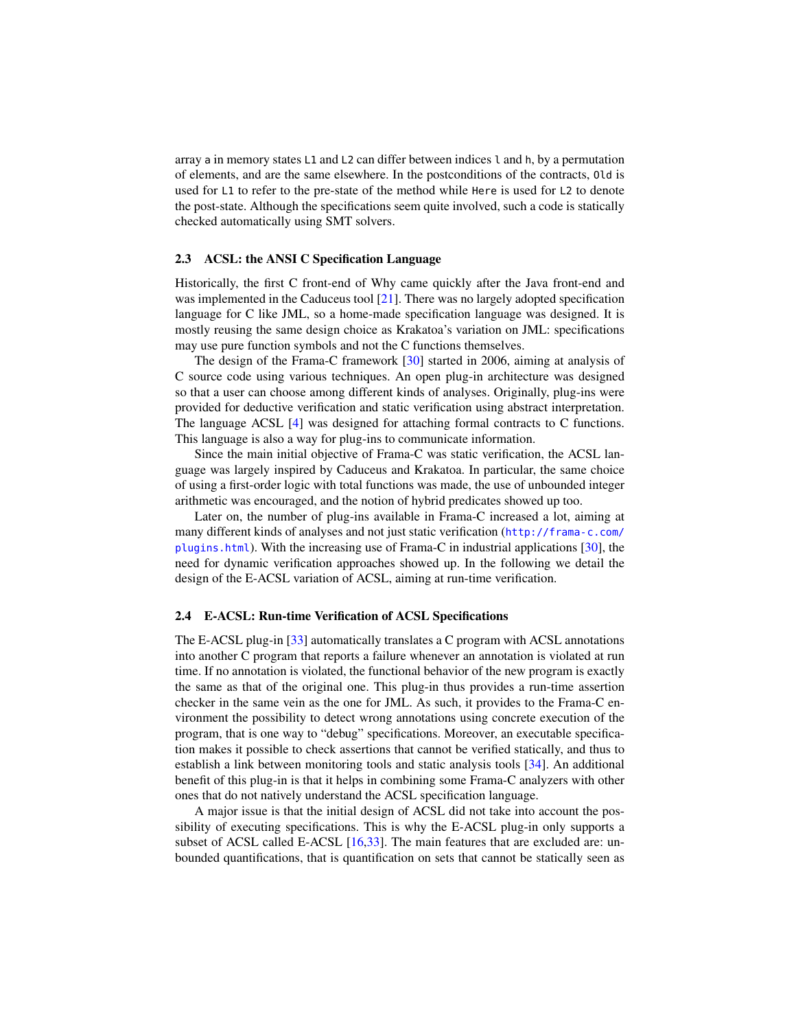array `a` in memory states `L1` and `L2` can differ between indices `l` and `h`, by a permutation of elements, and are the same elsewhere. In the postconditions of the contracts, `Old` is used for `L1` to refer to the pre-state of the method while `Here` is used for `L2` to denote the post-state. Although the specifications seem quite involved, such a code is statically checked automatically using SMT solvers.

### 2.3 ACSL: the ANSI C Specification Language

Historically, the first C front-end of Why came quickly after the Java front-end and was implemented in the Caduceus tool [21]. There was no largely adopted specification language for C like JML, so a home-made specification language was designed. It is mostly reusing the same design choice as Krakatoa's variation on JML: specifications may use pure function symbols and not the C functions themselves.

The design of the Frama-C framework [30] started in 2006, aiming at analysis of C source code using various techniques. An open plug-in architecture was designed so that a user can choose among different kinds of analyses. Originally, plug-ins were provided for deductive verification and static verification using abstract interpretation. The language ACSL [4] was designed for attaching formal contracts to C functions. This language is also a way for plug-ins to communicate information.

Since the main initial objective of Frama-C was static verification, the ACSL language was largely inspired by Caduceus and Krakatoa. In particular, the same choice of using a first-order logic with total functions was made, the use of unbounded integer arithmetic was encouraged, and the notion of hybrid predicates showed up too.

Later on, the number of plug-ins available in Frama-C increased a lot, aiming at many different kinds of analyses and not just static verification (http://frama-c.com/plugins.html). With the increasing use of Frama-C in industrial applications [30], the need for dynamic verification approaches showed up. In the following we detail the design of the E-ACSL variation of ACSL, aiming at run-time verification.

### 2.4 E-ACSL: Run-time Verification of ACSL Specifications

The E-ACSL plug-in [33] automatically translates a C program with ACSL annotations into another C program that reports a failure whenever an annotation is violated at run time. If no annotation is violated, the functional behavior of the new program is exactly the same as that of the original one. This plug-in thus provides a run-time assertion checker in the same vein as the one for JML. As such, it provides to the Frama-C environment the possibility to detect wrong annotations using concrete execution of the program, that is one way to "debug" specifications. Moreover, an executable specification makes it possible to check assertions that cannot be verified statically, and thus to establish a link between monitoring tools and static analysis tools [34]. An additional benefit of this plug-in is that it helps in combining some Frama-C analyzers with other ones that do not natively understand the ACSL specification language.

A major issue is that the initial design of ACSL did not take into account the possibility of executing specifications. This is why the E-ACSL plug-in only supports a subset of ACSL called E-ACSL [16,33]. The main features that are excluded are: unbounded quantifications, that is quantification on sets that cannot be statically seen as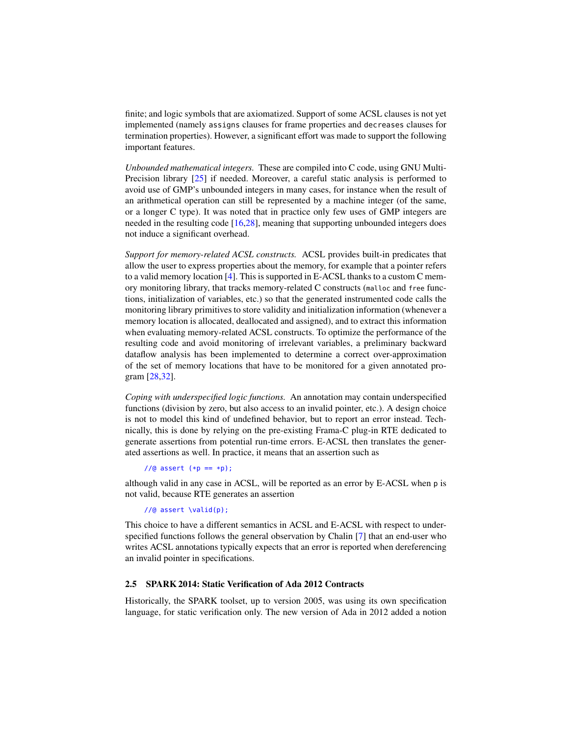finite; and logic symbols that are axiomatized. Support of some ACSL clauses is not yet implemented (namely `assigns` clauses for frame properties and `decreases` clauses for termination properties). However, a significant effort was made to support the following important features.

*Unbounded mathematical integers.* These are compiled into C code, using GNU Multi-Precision library [25] if needed. Moreover, a careful static analysis is performed to avoid use of GMP's unbounded integers in many cases, for instance when the result of an arithmetical operation can still be represented by a machine integer (of the same, or a longer C type). It was noted that in practice only few uses of GMP integers are needed in the resulting code [16,28], meaning that supporting unbounded integers does not induce a significant overhead.

*Support for memory-related ACSL constructs.* ACSL provides built-in predicates that allow the user to express properties about the memory, for example that a pointer refers to a valid memory location [4]. This is supported in E-ACSL thanks to a custom C memory monitoring library, that tracks memory-related C constructs (`malloc` and `free` functions, initialization of variables, etc.) so that the generated instrumented code calls the monitoring library primitives to store validity and initialization information (whenever a memory location is allocated, deallocated and assigned), and to extract this information when evaluating memory-related ACSL constructs. To optimize the performance of the resulting code and avoid monitoring of irrelevant variables, a preliminary backward dataflow analysis has been implemented to determine a correct over-approximation of the set of memory locations that have to be monitored for a given annotated program [28,32].

*Coping with underspecified logic functions.* An annotation may contain underspecified functions (division by zero, but also access to an invalid pointer, etc.). A design choice is not to model this kind of undefined behavior, but to report an error instead. Technically, this is done by relying on the pre-existing Frama-C plug-in RTE dedicated to generate assertions from potential run-time errors. E-ACSL then translates the generated assertions as well. In practice, it means that an assertion such as

```
//@ assert (*p == *p);
```

although valid in any case in ACSL, will be reported as an error by E-ACSL when `p` is not valid, because RTE generates an assertion

```
//@ assert \valid(p);
```

This choice to have a different semantics in ACSL and E-ACSL with respect to underspecified functions follows the general observation by Chalin [7] that an end-user who writes ACSL annotations typically expects that an error is reported when dereferencing an invalid pointer in specifications.

### 2.5 SPARK 2014: Static Verification of Ada 2012 Contracts

Historically, the SPARK toolset, up to version 2005, was using its own specification language, for static verification only. The new version of Ada in 2012 added a notion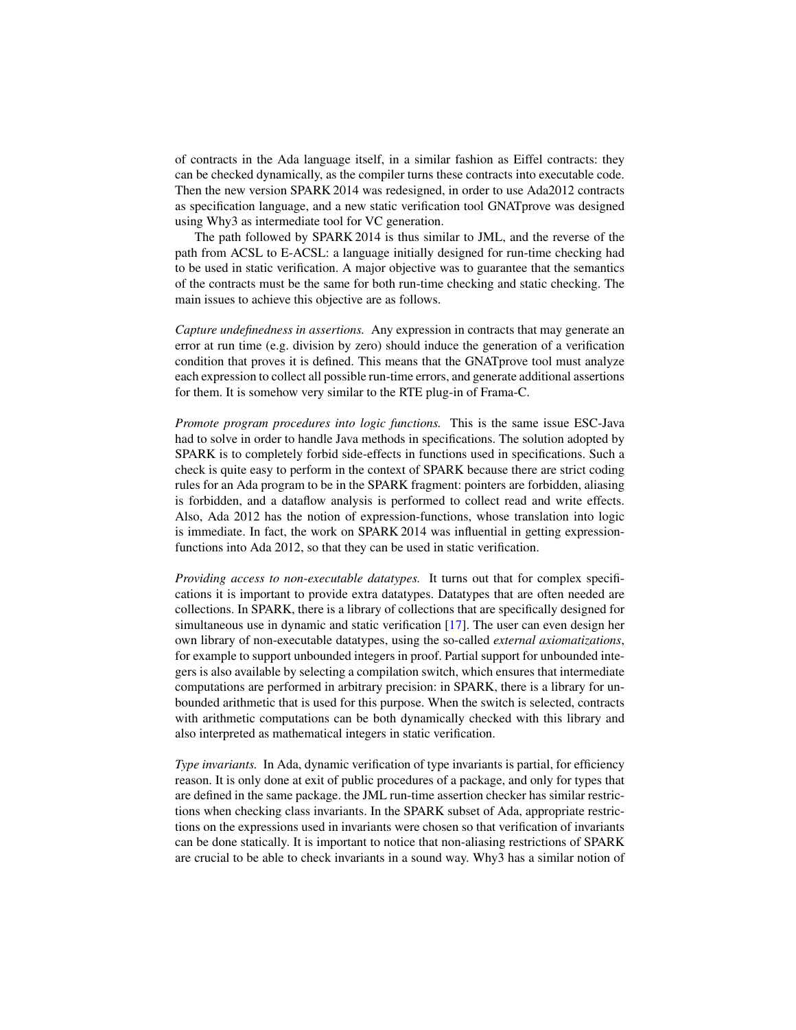of contracts in the Ada language itself, in a similar fashion as Eiffel contracts: they can be checked dynamically, as the compiler turns these contracts into executable code. Then the new version SPARK 2014 was redesigned, in order to use Ada2012 contracts as specification language, and a new static verification tool GNATprove was designed using Why3 as intermediate tool for VC generation.

The path followed by SPARK 2014 is thus similar to JML, and the reverse of the path from ACSL to E-ACSL: a language initially designed for run-time checking had to be used in static verification. A major objective was to guarantee that the semantics of the contracts must be the same for both run-time checking and static checking. The main issues to achieve this objective are as follows.

*Capture undefinedness in assertions.* Any expression in contracts that may generate an error at run time (e.g. division by zero) should induce the generation of a verification condition that proves it is defined. This means that the GNATprove tool must analyze each expression to collect all possible run-time errors, and generate additional assertions for them. It is somehow very similar to the RTE plug-in of Frama-C.

*Promote program procedures into logic functions.* This is the same issue ESC-Java had to solve in order to handle Java methods in specifications. The solution adopted by SPARK is to completely forbid side-effects in functions used in specifications. Such a check is quite easy to perform in the context of SPARK because there are strict coding rules for an Ada program to be in the SPARK fragment: pointers are forbidden, aliasing is forbidden, and a dataflow analysis is performed to collect read and write effects. Also, Ada 2012 has the notion of expression-functions, whose translation into logic is immediate. In fact, the work on SPARK 2014 was influential in getting expression-functions into Ada 2012, so that they can be used in static verification.

*Providing access to non-executable datatypes.* It turns out that for complex specifications it is important to provide extra datatypes. Datatypes that are often needed are collections. In SPARK, there is a library of collections that are specifically designed for simultaneous use in dynamic and static verification [17]. The user can even design her own library of non-executable datatypes, using the so-called *external axiomatizations*, for example to support unbounded integers in proof. Partial support for unbounded integers is also available by selecting a compilation switch, which ensures that intermediate computations are performed in arbitrary precision: in SPARK, there is a library for unbounded arithmetic that is used for this purpose. When the switch is selected, contracts with arithmetic computations can be both dynamically checked with this library and also interpreted as mathematical integers in static verification.

*Type invariants.* In Ada, dynamic verification of type invariants is partial, for efficiency reason. It is only done at exit of public procedures of a package, and only for types that are defined in the same package. the JML run-time assertion checker has similar restrictions when checking class invariants. In the SPARK subset of Ada, appropriate restrictions on the expressions used in invariants were chosen so that verification of invariants can be done statically. It is important to notice that non-aliasing restrictions of SPARK are crucial to be able to check invariants in a sound way. Why3 has a similar notion of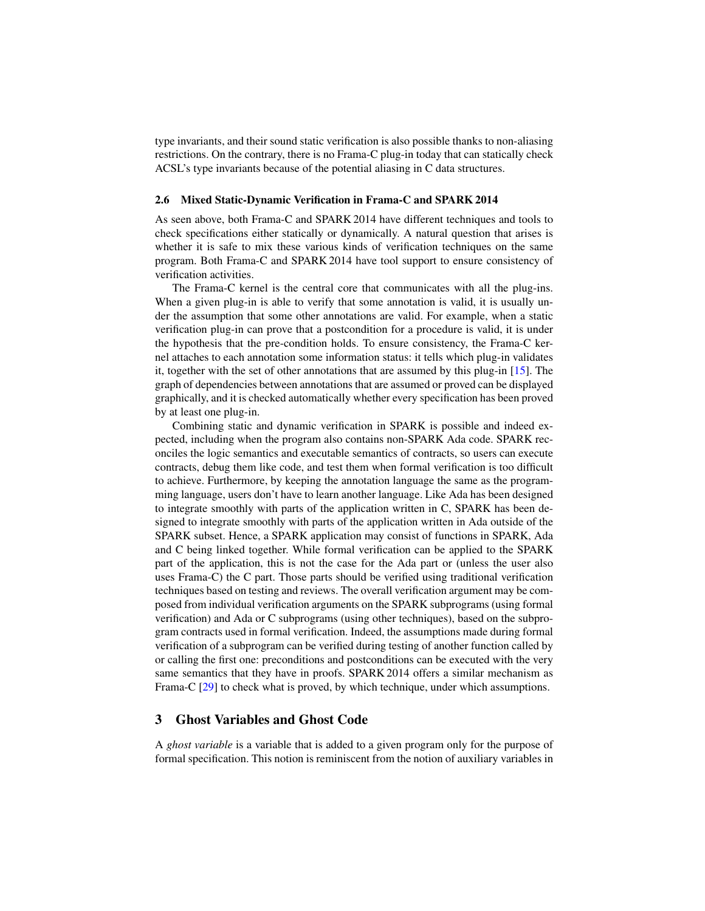type invariants, and their sound static verification is also possible thanks to non-aliasing restrictions. On the contrary, there is no Frama-C plug-in today that can statically check ACSL's type invariants because of the potential aliasing in C data structures.

### 2.6 Mixed Static-Dynamic Verification in Frama-C and SPARK 2014

As seen above, both Frama-C and SPARK 2014 have different techniques and tools to check specifications either statically or dynamically. A natural question that arises is whether it is safe to mix these various kinds of verification techniques on the same program. Both Frama-C and SPARK 2014 have tool support to ensure consistency of verification activities.

The Frama-C kernel is the central core that communicates with all the plug-ins. When a given plug-in is able to verify that some annotation is valid, it is usually under the assumption that some other annotations are valid. For example, when a static verification plug-in can prove that a postcondition for a procedure is valid, it is under the hypothesis that the pre-condition holds. To ensure consistency, the Frama-C kernel attaches to each annotation some information status: it tells which plug-in validates it, together with the set of other annotations that are assumed by this plug-in [15]. The graph of dependencies between annotations that are assumed or proved can be displayed graphically, and it is checked automatically whether every specification has been proved by at least one plug-in.

Combining static and dynamic verification in SPARK is possible and indeed expected, including when the program also contains non-SPARK Ada code. SPARK reconciles the logic semantics and executable semantics of contracts, so users can execute contracts, debug them like code, and test them when formal verification is too difficult to achieve. Furthermore, by keeping the annotation language the same as the programming language, users don't have to learn another language. Like Ada has been designed to integrate smoothly with parts of the application written in C, SPARK has been designed to integrate smoothly with parts of the application written in Ada outside of the SPARK subset. Hence, a SPARK application may consist of functions in SPARK, Ada and C being linked together. While formal verification can be applied to the SPARK part of the application, this is not the case for the Ada part or (unless the user also uses Frama-C) the C part. Those parts should be verified using traditional verification techniques based on testing and reviews. The overall verification argument may be composed from individual verification arguments on the SPARK subprograms (using formal verification) and Ada or C subprograms (using other techniques), based on the subprogram contracts used in formal verification. Indeed, the assumptions made during formal verification of a subprogram can be verified during testing of another function called by or calling the first one: preconditions and postconditions can be executed with the very same semantics that they have in proofs. SPARK 2014 offers a similar mechanism as Frama-C [29] to check what is proved, by which technique, under which assumptions.

## 3 Ghost Variables and Ghost Code

A *ghost variable* is a variable that is added to a given program only for the purpose of formal specification. This notion is reminiscent from the notion of auxiliary variables in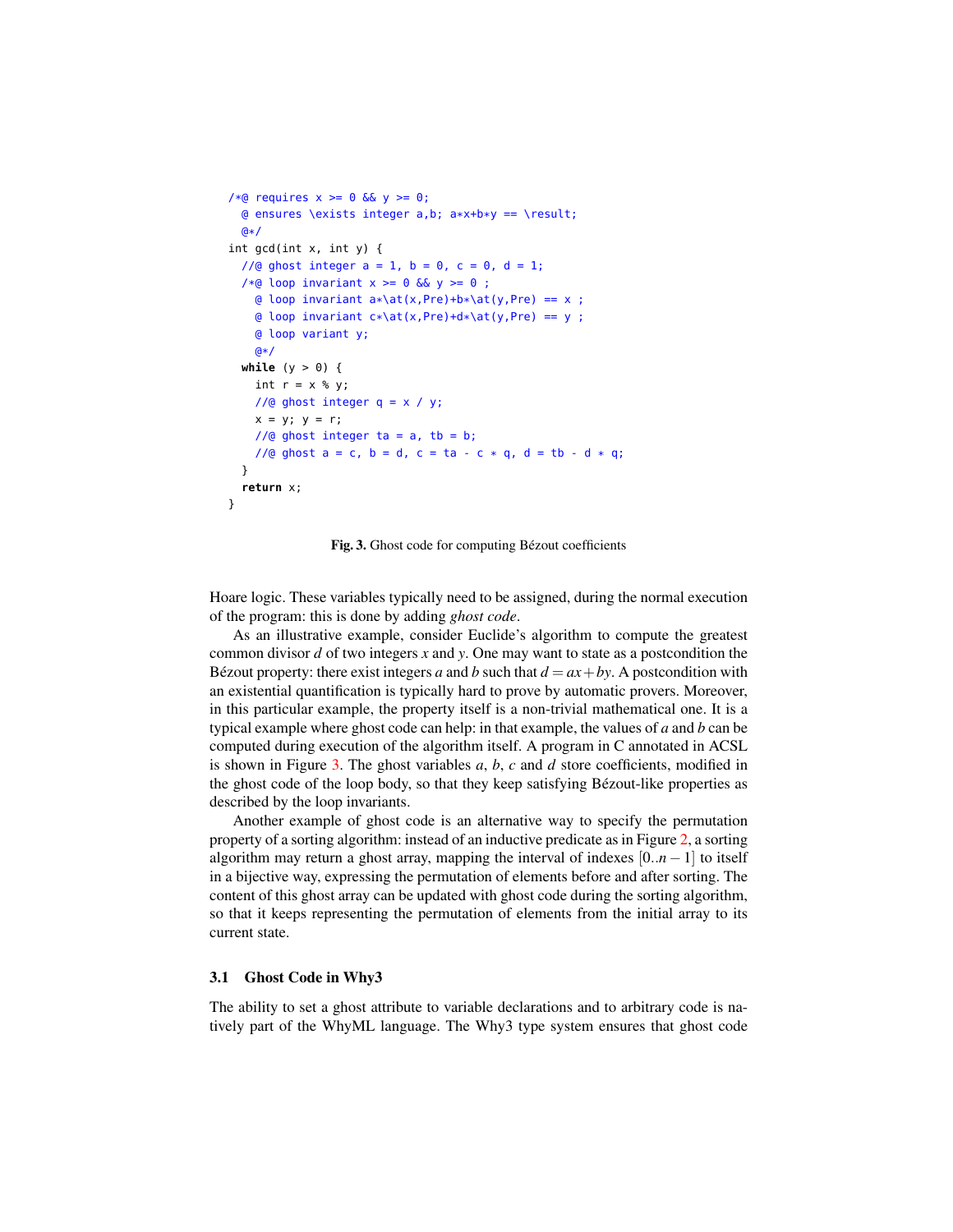```
/*@ requires x >= 0 && y >= 0;
  @ ensures \exists integer a,b; a*x+b*y == \result;
  @*/
int gcd(int x, int y) {
  //@ ghost integer a = 1, b = 0, c = 0, d = 1;
  /*@ loop invariant x >= 0 && y >= 0 ;
    @ loop invariant a*\at(x,Pre)+b*\at(y,Pre) == x ;
    @ loop invariant c*\at(x,Pre)+d*\at(y,Pre) == y ;
    @ loop variant y;
    @*/
  while (y > 0) {
    int r = x % y;
    //@ ghost integer q = x / y;
    x = y; y = r;
    //@ ghost integer ta = a, tb = b;
    //@ ghost a = c, b = d, c = ta - c * q, d = tb - d * q;
  }
  return x;
}
```

**Fig. 3.** Ghost code for computing Bézout coefficients

Hoare logic. These variables typically need to be assigned, during the normal execution of the program: this is done by adding *ghost code*.

As an illustrative example, consider Euclide's algorithm to compute the greatest common divisor $d$ of two integers $x$ and $y$. One may want to state as a postcondition the Bézout property: there exist integers $a$ and $b$ such that $d = ax + by$. A postcondition with an existential quantification is typically hard to prove by automatic provers. Moreover, in this particular example, the property itself is a non-trivial mathematical one. It is a typical example where ghost code can help: in that example, the values of $a$ and $b$ can be computed during execution of the algorithm itself. A program in C annotated in ACSL is shown in Figure 3. The ghost variables $a$, $b$, $c$ and $d$ store coefficients, modified in the ghost code of the loop body, so that they keep satisfying Bézout-like properties as described by the loop invariants.

Another example of ghost code is an alternative way to specify the permutation property of a sorting algorithm: instead of an inductive predicate as in Figure 2, a sorting algorithm may return a ghost array, mapping the interval of indexes $[0..n-1]$ to itself in a bijective way, expressing the permutation of elements before and after sorting. The content of this ghost array can be updated with ghost code during the sorting algorithm, so that it keeps representing the permutation of elements from the initial array to its current state.

### 3.1 Ghost Code in Why3

The ability to set a ghost attribute to variable declarations and to arbitrary code is natively part of the WhyML language. The Why3 type system ensures that ghost code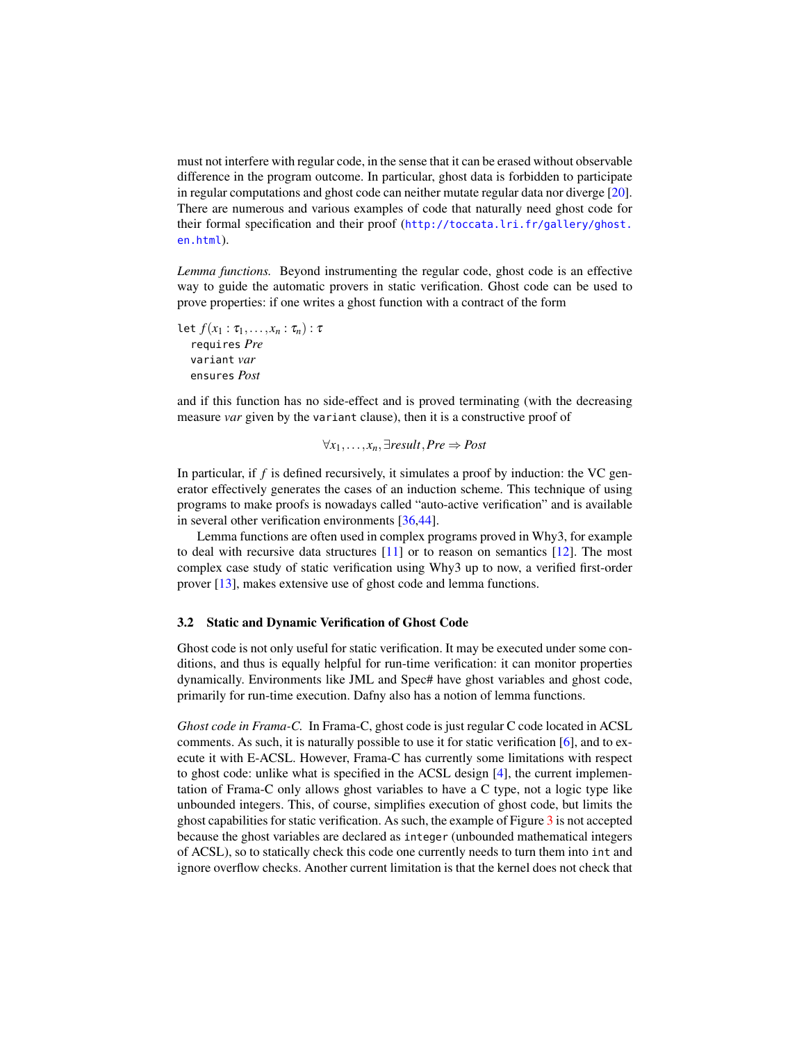must not interfere with regular code, in the sense that it can be erased without observable difference in the program outcome. In particular, ghost data is forbidden to participate in regular computations and ghost code can neither mutate regular data nor diverge [20]. There are numerous and various examples of code that naturally need ghost code for their formal specification and their proof (http://toccata.lri.fr/gallery/ghost.en.html).

*Lemma functions.* Beyond instrumenting the regular code, ghost code is an effective way to guide the automatic provers in static verification. Ghost code can be used to prove properties: if one writes a ghost function with a contract of the form

let $f(x_1 : \tau_1, \ldots, x_n : \tau_n) : \tau$
  requires *Pre*
  variant *var*
  ensures *Post*

and if this function has no side-effect and is proved terminating (with the decreasing measure *var* given by the `variant` clause), then it is a constructive proof of

$$\forall x_1, \ldots, x_n, \exists result, Pre \Rightarrow Post$$

In particular, if $f$ is defined recursively, it simulates a proof by induction: the VC generator effectively generates the cases of an induction scheme. This technique of using programs to make proofs is nowadays called "auto-active verification" and is available in several other verification environments [36,44].

Lemma functions are often used in complex programs proved in Why3, for example to deal with recursive data structures [11] or to reason on semantics [12]. The most complex case study of static verification using Why3 up to now, a verified first-order prover [13], makes extensive use of ghost code and lemma functions.

### 3.2 Static and Dynamic Verification of Ghost Code

Ghost code is not only useful for static verification. It may be executed under some conditions, and thus is equally helpful for run-time verification: it can monitor properties dynamically. Environments like JML and Spec# have ghost variables and ghost code, primarily for run-time execution. Dafny also has a notion of lemma functions.

*Ghost code in Frama-C.* In Frama-C, ghost code is just regular C code located in ACSL comments. As such, it is naturally possible to use it for static verification [6], and to execute it with E-ACSL. However, Frama-C has currently some limitations with respect to ghost code: unlike what is specified in the ACSL design [4], the current implementation of Frama-C only allows ghost variables to have a C type, not a logic type like unbounded integers. This, of course, simplifies execution of ghost code, but limits the ghost capabilities for static verification. As such, the example of Figure 3 is not accepted because the ghost variables are declared as `integer` (unbounded mathematical integers of ACSL), so to statically check this code one currently needs to turn them into `int` and ignore overflow checks. Another current limitation is that the kernel does not check that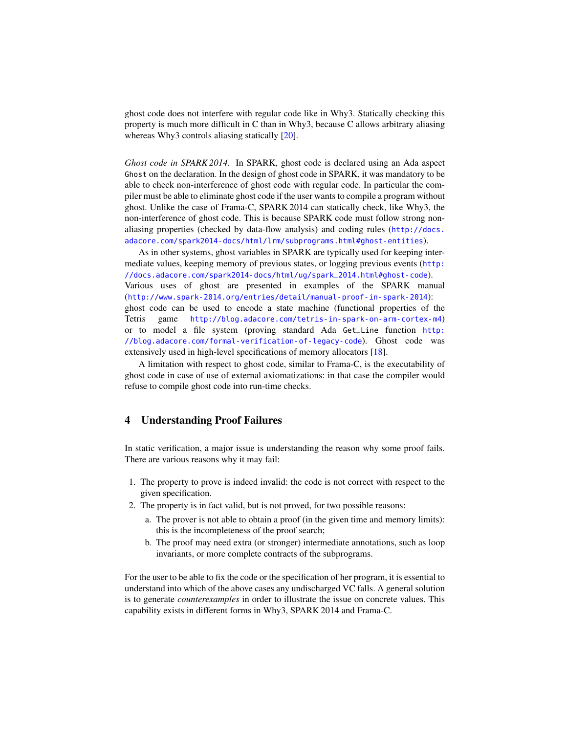ghost code does not interfere with regular code like in Why3. Statically checking this property is much more difficult in C than in Why3, because C allows arbitrary aliasing whereas Why3 controls aliasing statically [20].

*Ghost code in SPARK 2014.* In SPARK, ghost code is declared using an Ada aspect `Ghost` on the declaration. In the design of ghost code in SPARK, it was mandatory to be able to check non-interference of ghost code with regular code. In particular the compiler must be able to eliminate ghost code if the user wants to compile a program without ghost. Unlike the case of Frama-C, SPARK 2014 can statically check, like Why3, the non-interference of ghost code. This is because SPARK code must follow strong non-aliasing properties (checked by data-flow analysis) and coding rules (http://docs.adacore.com/spark2014-docs/html/lrm/subprograms.html#ghost-entities).

As in other systems, ghost variables in SPARK are typically used for keeping intermediate values, keeping memory of previous states, or logging previous events (http://docs.adacore.com/spark2014-docs/html/ug/spark_2014.html#ghost-code). Various uses of ghost are presented in examples of the SPARK manual (http://www.spark-2014.org/entries/detail/manual-proof-in-spark-2014): ghost code can be used to encode a state machine (functional properties of the Tetris game http://blog.adacore.com/tetris-in-spark-on-arm-cortex-m4) or to model a file system (proving standard Ada `Get_Line` function http://blog.adacore.com/formal-verification-of-legacy-code). Ghost code was extensively used in high-level specifications of memory allocators [18].

A limitation with respect to ghost code, similar to Frama-C, is the executability of ghost code in case of use of external axiomatizations: in that case the compiler would refuse to compile ghost code into run-time checks.

## 4 Understanding Proof Failures

In static verification, a major issue is understanding the reason why some proof fails. There are various reasons why it may fail:

1. The property to prove is indeed invalid: the code is not correct with respect to the given specification.
2. The property is in fact valid, but is not proved, for two possible reasons:
   a. The prover is not able to obtain a proof (in the given time and memory limits): this is the incompleteness of the proof search;
   b. The proof may need extra (or stronger) intermediate annotations, such as loop invariants, or more complete contracts of the subprograms.

For the user to be able to fix the code or the specification of her program, it is essential to understand into which of the above cases any undischarged VC falls. A general solution is to generate *counterexamples* in order to illustrate the issue on concrete values. This capability exists in different forms in Why3, SPARK 2014 and Frama-C.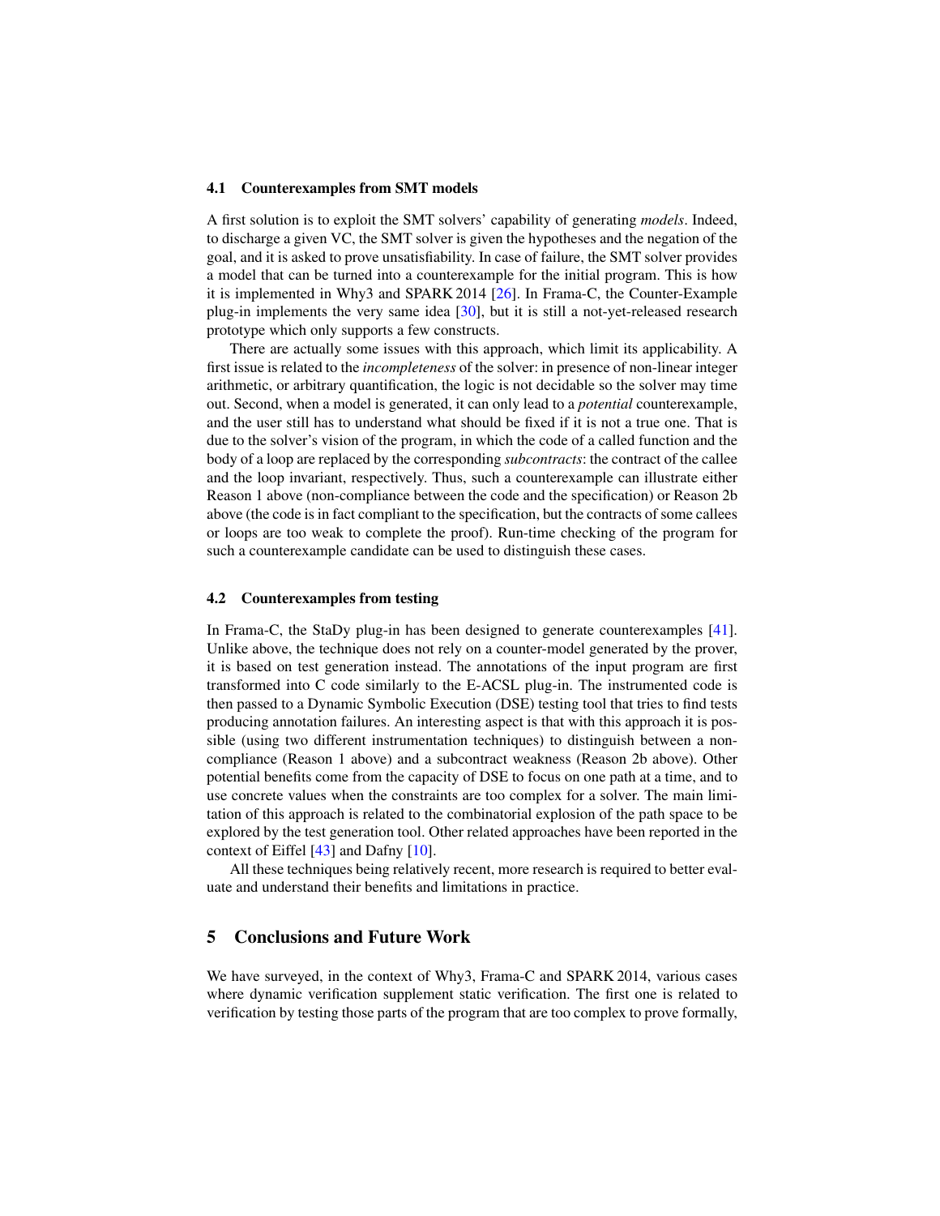### 4.1 Counterexamples from SMT models

A first solution is to exploit the SMT solvers' capability of generating *models*. Indeed, to discharge a given VC, the SMT solver is given the hypotheses and the negation of the goal, and it is asked to prove unsatisfiability. In case of failure, the SMT solver provides a model that can be turned into a counterexample for the initial program. This is how it is implemented in Why3 and SPARK 2014 [26]. In Frama-C, the Counter-Example plug-in implements the very same idea [30], but it is still a not-yet-released research prototype which only supports a few constructs.

There are actually some issues with this approach, which limit its applicability. A first issue is related to the *incompleteness* of the solver: in presence of non-linear integer arithmetic, or arbitrary quantification, the logic is not decidable so the solver may time out. Second, when a model is generated, it can only lead to a *potential* counterexample, and the user still has to understand what should be fixed if it is not a true one. That is due to the solver's vision of the program, in which the code of a called function and the body of a loop are replaced by the corresponding *subcontracts*: the contract of the callee and the loop invariant, respectively. Thus, such a counterexample can illustrate either Reason 1 above (non-compliance between the code and the specification) or Reason 2b above (the code is in fact compliant to the specification, but the contracts of some callees or loops are too weak to complete the proof). Run-time checking of the program for such a counterexample candidate can be used to distinguish these cases.

### 4.2 Counterexamples from testing

In Frama-C, the StaDy plug-in has been designed to generate counterexamples [41]. Unlike above, the technique does not rely on a counter-model generated by the prover, it is based on test generation instead. The annotations of the input program are first transformed into C code similarly to the E-ACSL plug-in. The instrumented code is then passed to a Dynamic Symbolic Execution (DSE) testing tool that tries to find tests producing annotation failures. An interesting aspect is that with this approach it is possible (using two different instrumentation techniques) to distinguish between a non-compliance (Reason 1 above) and a subcontract weakness (Reason 2b above). Other potential benefits come from the capacity of DSE to focus on one path at a time, and to use concrete values when the constraints are too complex for a solver. The main limitation of this approach is related to the combinatorial explosion of the path space to be explored by the test generation tool. Other related approaches have been reported in the context of Eiffel [43] and Dafny [10].

All these techniques being relatively recent, more research is required to better evaluate and understand their benefits and limitations in practice.

## 5 Conclusions and Future Work

We have surveyed, in the context of Why3, Frama-C and SPARK 2014, various cases where dynamic verification supplement static verification. The first one is related to verification by testing those parts of the program that are too complex to prove formally,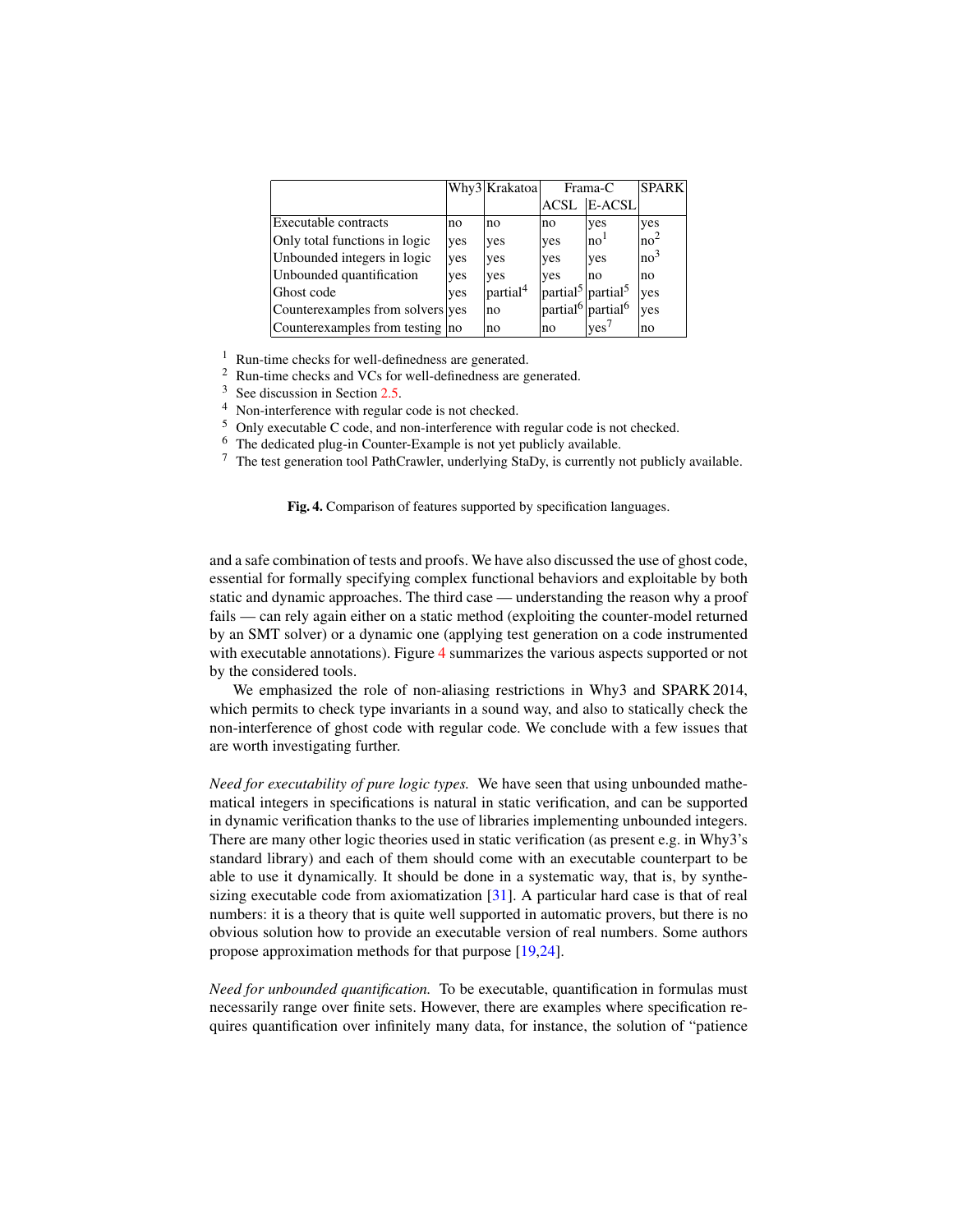| | Why3 | Krakatoa | Frama-C | | SPARK |
|---|---|---|---|---|---|
| | | | ACSL | E-ACSL | |
| Executable contracts | no | no | no | yes | yes |
| Only total functions in logic | yes | yes | yes | no[1] | no[2] |
| Unbounded integers in logic | yes | yes | yes | yes | no[3] |
| Unbounded quantification | yes | yes | yes | no | no |
| Ghost code | yes | partial[4] | partial[5] | partial[5] | yes |
| Counterexamples from solvers | yes | no | partial[6] | partial[6] | yes |
| Counterexamples from testing | no | no | no | yes[7] | no |

[1] Run-time checks for well-definedness are generated.
[2] Run-time checks and VCs for well-definedness are generated.
[3] See discussion in Section 2.5.
[4] Non-interference with regular code is not checked.
[5] Only executable C code, and non-interference with regular code is not checked.
[6] The dedicated plug-in Counter-Example is not yet publicly available.
[7] The test generation tool PathCrawler, underlying StaDy, is currently not publicly available.

**Fig. 4.** Comparison of features supported by specification languages.

and a safe combination of tests and proofs. We have also discussed the use of ghost code, essential for formally specifying complex functional behaviors and exploitable by both static and dynamic approaches. The third case — understanding the reason why a proof fails — can rely again either on a static method (exploiting the counter-model returned by an SMT solver) or a dynamic one (applying test generation on a code instrumented with executable annotations). Figure 4 summarizes the various aspects supported or not by the considered tools.

We emphasized the role of non-aliasing restrictions in Why3 and SPARK 2014, which permits to check type invariants in a sound way, and also to statically check the non-interference of ghost code with regular code. We conclude with a few issues that are worth investigating further.

*Need for executability of pure logic types.* We have seen that using unbounded mathematical integers in specifications is natural in static verification, and can be supported in dynamic verification thanks to the use of libraries implementing unbounded integers. There are many other logic theories used in static verification (as present e.g. in Why3's standard library) and each of them should come with an executable counterpart to be able to use it dynamically. It should be done in a systematic way, that is, by synthesizing executable code from axiomatization [31]. A particular hard case is that of real numbers: it is a theory that is quite well supported in automatic provers, but there is no obvious solution how to provide an executable version of real numbers. Some authors propose approximation methods for that purpose [19,24].

*Need for unbounded quantification.* To be executable, quantification in formulas must necessarily range over finite sets. However, there are examples where specification requires quantification over infinitely many data, for instance, the solution of "patience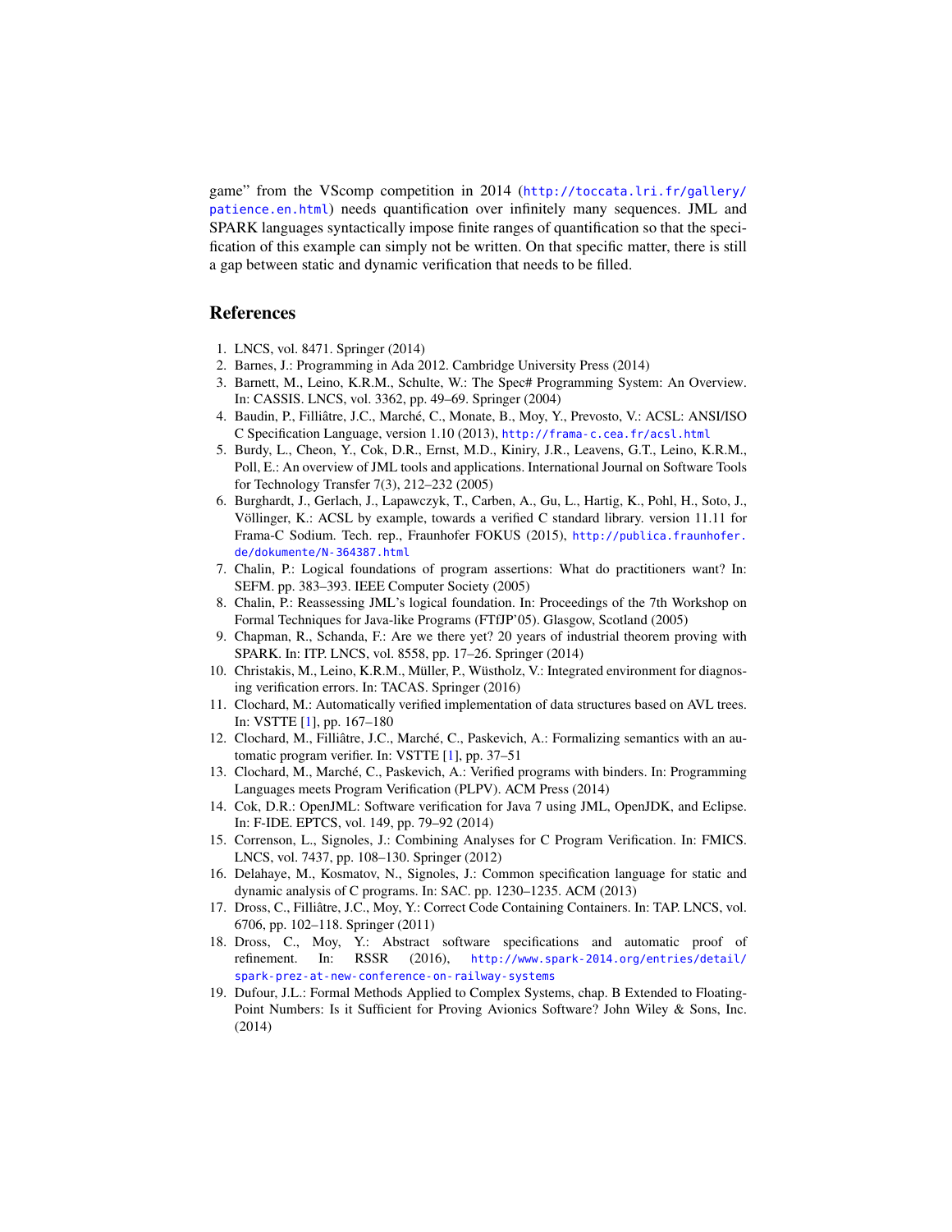game" from the VScomp competition in 2014 (http://toccata.lri.fr/gallery/patience.en.html) needs quantification over infinitely many sequences. JML and SPARK languages syntactically impose finite ranges of quantification so that the specification of this example can simply not be written. On that specific matter, there is still a gap between static and dynamic verification that needs to be filled.

## References

1. LNCS, vol. 8471. Springer (2014)
2. Barnes, J.: Programming in Ada 2012. Cambridge University Press (2014)
3. Barnett, M., Leino, K.R.M., Schulte, W.: The Spec# Programming System: An Overview. In: CASSIS. LNCS, vol. 3362, pp. 49–69. Springer (2004)
4. Baudin, P., Filliâtre, J.C., Marché, C., Monate, B., Moy, Y., Prevosto, V.: ACSL: ANSI/ISO C Specification Language, version 1.10 (2013), http://frama-c.cea.fr/acsl.html
5. Burdy, L., Cheon, Y., Cok, D.R., Ernst, M.D., Kiniry, J.R., Leavens, G.T., Leino, K.R.M., Poll, E.: An overview of JML tools and applications. International Journal on Software Tools for Technology Transfer 7(3), 212–232 (2005)
6. Burghardt, J., Gerlach, J., Lapawczyk, T., Carben, A., Gu, L., Hartig, K., Pohl, H., Soto, J., Völlinger, K.: ACSL by example, towards a verified C standard library. version 11.11 for Frama-C Sodium. Tech. rep., Fraunhofer FOKUS (2015), http://publica.fraunhofer.de/dokumente/N-364387.html
7. Chalin, P.: Logical foundations of program assertions: What do practitioners want? In: SEFM. pp. 383–393. IEEE Computer Society (2005)
8. Chalin, P.: Reassessing JML's logical foundation. In: Proceedings of the 7th Workshop on Formal Techniques for Java-like Programs (FTfJP'05). Glasgow, Scotland (2005)
9. Chapman, R., Schanda, F.: Are we there yet? 20 years of industrial theorem proving with SPARK. In: ITP. LNCS, vol. 8558, pp. 17–26. Springer (2014)
10. Christakis, M., Leino, K.R.M., Müller, P., Wüstholz, V.: Integrated environment for diagnosing verification errors. In: TACAS. Springer (2016)
11. Clochard, M.: Automatically verified implementation of data structures based on AVL trees. In: VSTTE [1], pp. 167–180
12. Clochard, M., Filliâtre, J.C., Marché, C., Paskevich, A.: Formalizing semantics with an automatic program verifier. In: VSTTE [1], pp. 37–51
13. Clochard, M., Marché, C., Paskevich, A.: Verified programs with binders. In: Programming Languages meets Program Verification (PLPV). ACM Press (2014)
14. Cok, D.R.: OpenJML: Software verification for Java 7 using JML, OpenJDK, and Eclipse. In: F-IDE. EPTCS, vol. 149, pp. 79–92 (2014)
15. Correnson, L., Signoles, J.: Combining Analyses for C Program Verification. In: FMICS. LNCS, vol. 7437, pp. 108–130. Springer (2012)
16. Delahaye, M., Kosmatov, N., Signoles, J.: Common specification language for static and dynamic analysis of C programs. In: SAC. pp. 1230–1235. ACM (2013)
17. Dross, C., Filliâtre, J.C., Moy, Y.: Correct Code Containing Containers. In: TAP. LNCS, vol. 6706, pp. 102–118. Springer (2011)
18. Dross, C., Moy, Y.: Abstract software specifications and automatic proof of refinement. In: RSSR (2016), http://www.spark-2014.org/entries/detail/spark-prez-at-new-conference-on-railway-systems
19. Dufour, J.L.: Formal Methods Applied to Complex Systems, chap. B Extended to Floating-Point Numbers: Is it Sufficient for Proving Avionics Software? John Wiley & Sons, Inc. (2014)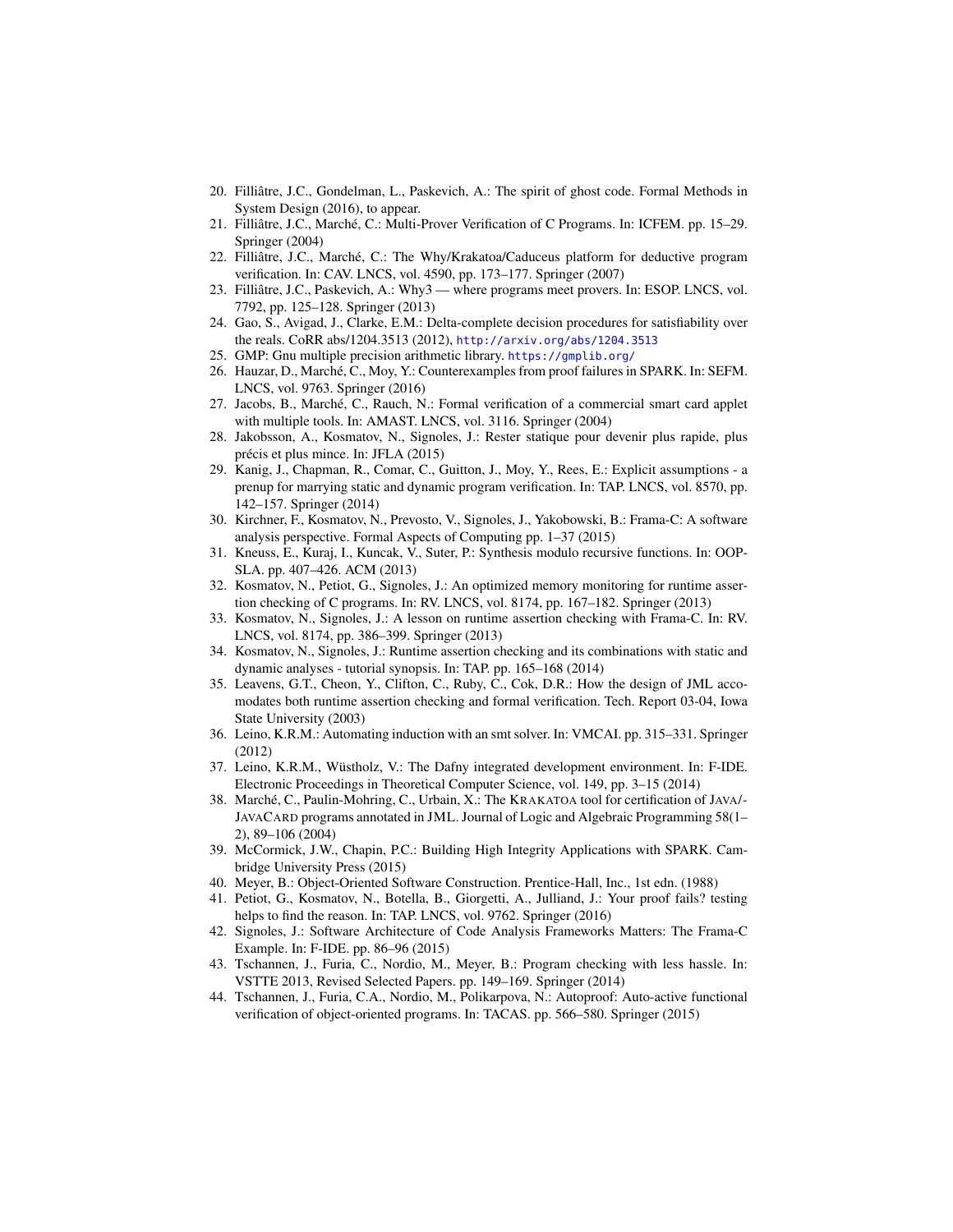20. Filliâtre, J.C., Gondelman, L., Paskevich, A.: The spirit of ghost code. Formal Methods in System Design (2016), to appear.
21. Filliâtre, J.C., Marché, C.: Multi-Prover Verification of C Programs. In: ICFEM. pp. 15–29. Springer (2004)
22. Filliâtre, J.C., Marché, C.: The Why/Krakatoa/Caduceus platform for deductive program verification. In: CAV. LNCS, vol. 4590, pp. 173–177. Springer (2007)
23. Filliâtre, J.C., Paskevich, A.: Why3 — where programs meet provers. In: ESOP. LNCS, vol. 7792, pp. 125–128. Springer (2013)
24. Gao, S., Avigad, J., Clarke, E.M.: Delta-complete decision procedures for satisfiability over the reals. CoRR abs/1204.3513 (2012), http://arxiv.org/abs/1204.3513
25. GMP: Gnu multiple precision arithmetic library. https://gmplib.org/
26. Hauzar, D., Marché, C., Moy, Y.: Counterexamples from proof failures in SPARK. In: SEFM. LNCS, vol. 9763. Springer (2016)
27. Jacobs, B., Marché, C., Rauch, N.: Formal verification of a commercial smart card applet with multiple tools. In: AMAST. LNCS, vol. 3116. Springer (2004)
28. Jakobsson, A., Kosmatov, N., Signoles, J.: Rester statique pour devenir plus rapide, plus précis et plus mince. In: JFLA (2015)
29. Kanig, J., Chapman, R., Comar, C., Guitton, J., Moy, Y., Rees, E.: Explicit assumptions - a prenup for marrying static and dynamic program verification. In: TAP. LNCS, vol. 8570, pp. 142–157. Springer (2014)
30. Kirchner, F., Kosmatov, N., Prevosto, V., Signoles, J., Yakobowski, B.: Frama-C: A software analysis perspective. Formal Aspects of Computing pp. 1–37 (2015)
31. Kneuss, E., Kuraj, I., Kuncak, V., Suter, P.: Synthesis modulo recursive functions. In: OOPSLA. pp. 407–426. ACM (2013)
32. Kosmatov, N., Petiot, G., Signoles, J.: An optimized memory monitoring for runtime assertion checking of C programs. In: RV. LNCS, vol. 8174, pp. 167–182. Springer (2013)
33. Kosmatov, N., Signoles, J.: A lesson on runtime assertion checking with Frama-C. In: RV. LNCS, vol. 8174, pp. 386–399. Springer (2013)
34. Kosmatov, N., Signoles, J.: Runtime assertion checking and its combinations with static and dynamic analyses - tutorial synopsis. In: TAP. pp. 165–168 (2014)
35. Leavens, G.T., Cheon, Y., Clifton, C., Ruby, C., Cok, D.R.: How the design of JML accomodates both runtime assertion checking and formal verification. Tech. Report 03-04, Iowa State University (2003)
36. Leino, K.R.M.: Automating induction with an smt solver. In: VMCAI. pp. 315–331. Springer (2012)
37. Leino, K.R.M., Wüstholz, V.: The Dafny integrated development environment. In: F-IDE. Electronic Proceedings in Theoretical Computer Science, vol. 149, pp. 3–15 (2014)
38. Marché, C., Paulin-Mohring, C., Urbain, X.: The KRAKATOA tool for certification of JAVA/-JAVACARD programs annotated in JML. Journal of Logic and Algebraic Programming 58(1–2), 89–106 (2004)
39. McCormick, J.W., Chapin, P.C.: Building High Integrity Applications with SPARK. Cambridge University Press (2015)
40. Meyer, B.: Object-Oriented Software Construction. Prentice-Hall, Inc., 1st edn. (1988)
41. Petiot, G., Kosmatov, N., Botella, B., Giorgetti, A., Julliand, J.: Your proof fails? testing helps to find the reason. In: TAP. LNCS, vol. 9762. Springer (2016)
42. Signoles, J.: Software Architecture of Code Analysis Frameworks Matters: The Frama-C Example. In: F-IDE. pp. 86–96 (2015)
43. Tschannen, J., Furia, C., Nordio, M., Meyer, B.: Program checking with less hassle. In: VSTTE 2013, Revised Selected Papers. pp. 149–169. Springer (2014)
44. Tschannen, J., Furia, C.A., Nordio, M., Polikarpova, N.: Autoproof: Auto-active functional verification of object-oriented programs. In: TACAS. pp. 566–580. Springer (2015)